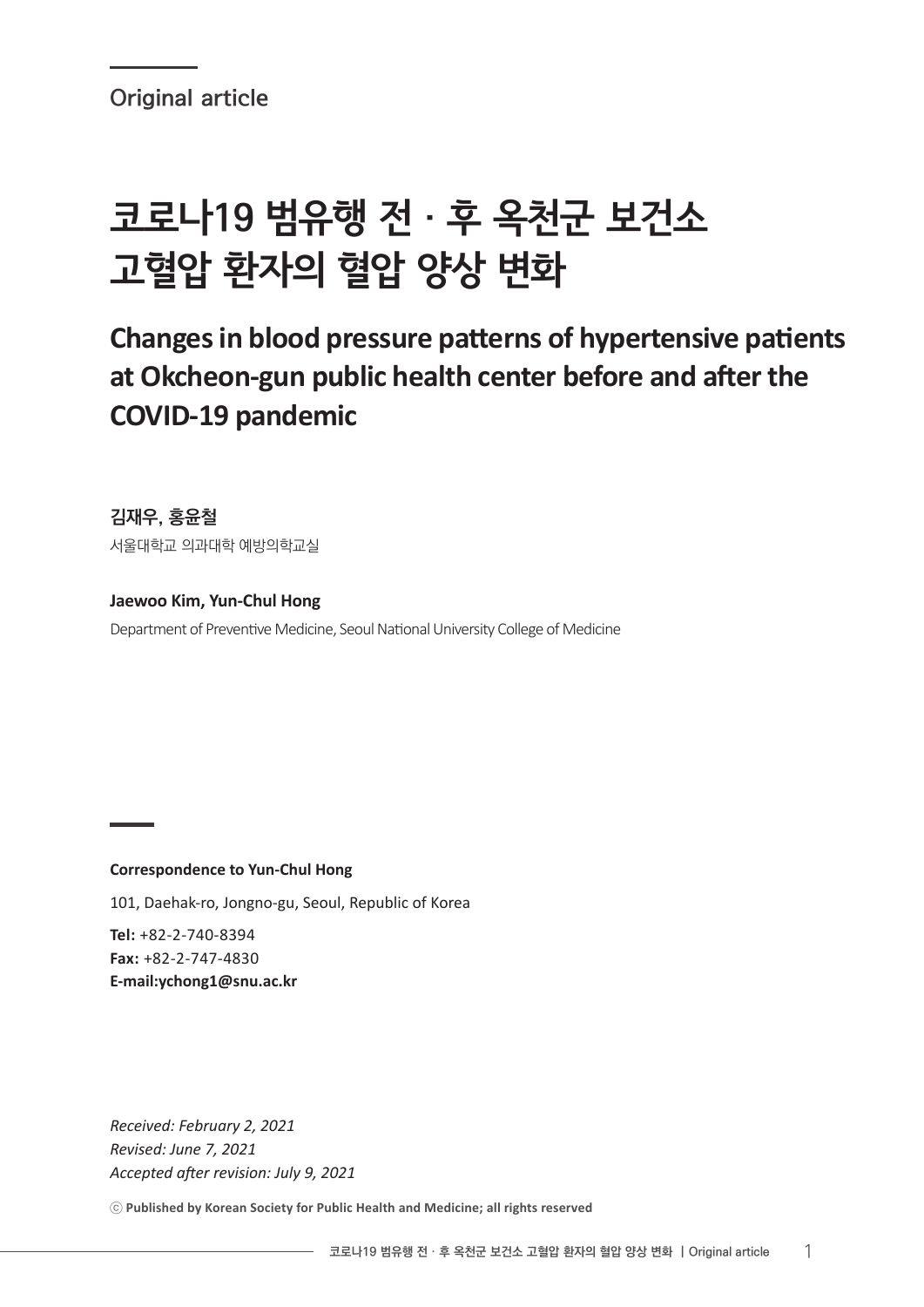Original article

# 코로나19 범유행 전 · 후 옥천군 보건소 고혈압 환자의 혈압 양상 변화

## Changes in blood pressure patterns of hypertensive patients at Okcheon-gun public health center before and after the COVID-19 pandemic

**김재우, 홍윤철**

서울대학교 의과대학 예방의학교실

**Jaewoo Kim, Yun-Chul Hong**

Department of Preventive Medicine, Seoul National University College of Medicine

**Correspondence to Yun-Chul Hong**

101, Daehak-ro, Jongno-gu, Seoul, Republic of Korea

**Tel:** +82-2-740-8394
**Fax:** +82-2-747-4830
**E-mail:ychong1@snu.ac.kr**

*Received: February 2, 2021*
*Revised: June 7, 2021*
*Accepted after revision: July 9, 2021*

ⓒ **Published by Korean Society for Public Health and Medicine; all rights reserved**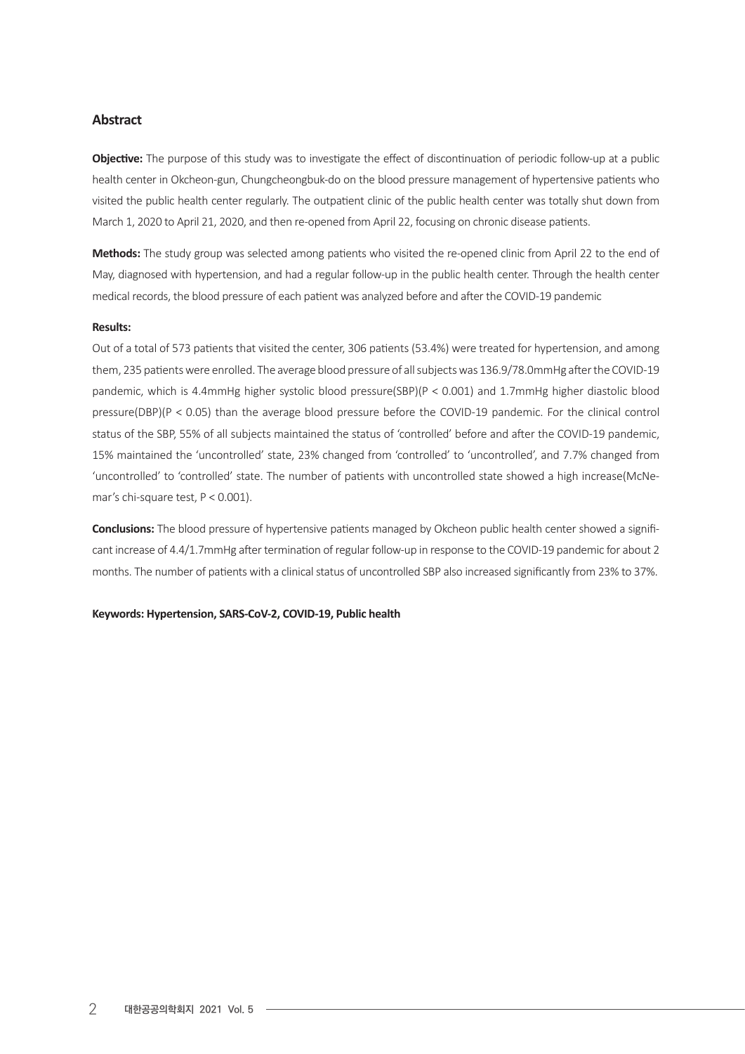## Abstract

**Objective:** The purpose of this study was to investigate the effect of discontinuation of periodic follow-up at a public health center in Okcheon-gun, Chungcheongbuk-do on the blood pressure management of hypertensive patients who visited the public health center regularly. The outpatient clinic of the public health center was totally shut down from March 1, 2020 to April 21, 2020, and then re-opened from April 22, focusing on chronic disease patients.

**Methods:** The study group was selected among patients who visited the re-opened clinic from April 22 to the end of May, diagnosed with hypertension, and had a regular follow-up in the public health center. Through the health center medical records, the blood pressure of each patient was analyzed before and after the COVID-19 pandemic

**Results:**

Out of a total of 573 patients that visited the center, 306 patients (53.4%) were treated for hypertension, and among them, 235 patients were enrolled. The average blood pressure of all subjects was 136.9/78.0mmHg after the COVID-19 pandemic, which is 4.4mmHg higher systolic blood pressure(SBP)($P < 0.001$) and 1.7mmHg higher diastolic blood pressure(DBP)($P < 0.05$) than the average blood pressure before the COVID-19 pandemic. For the clinical control status of the SBP, 55% of all subjects maintained the status of 'controlled' before and after the COVID-19 pandemic, 15% maintained the 'uncontrolled' state, 23% changed from 'controlled' to 'uncontrolled', and 7.7% changed from 'uncontrolled' to 'controlled' state. The number of patients with uncontrolled state showed a high increase(McNemar's chi-square test, $P < 0.001$).

**Conclusions:** The blood pressure of hypertensive patients managed by Okcheon public health center showed a significant increase of 4.4/1.7mmHg after termination of regular follow-up in response to the COVID-19 pandemic for about 2 months. The number of patients with a clinical status of uncontrolled SBP also increased significantly from 23% to 37%.

**Keywords: Hypertension, SARS-CoV-2, COVID-19, Public health**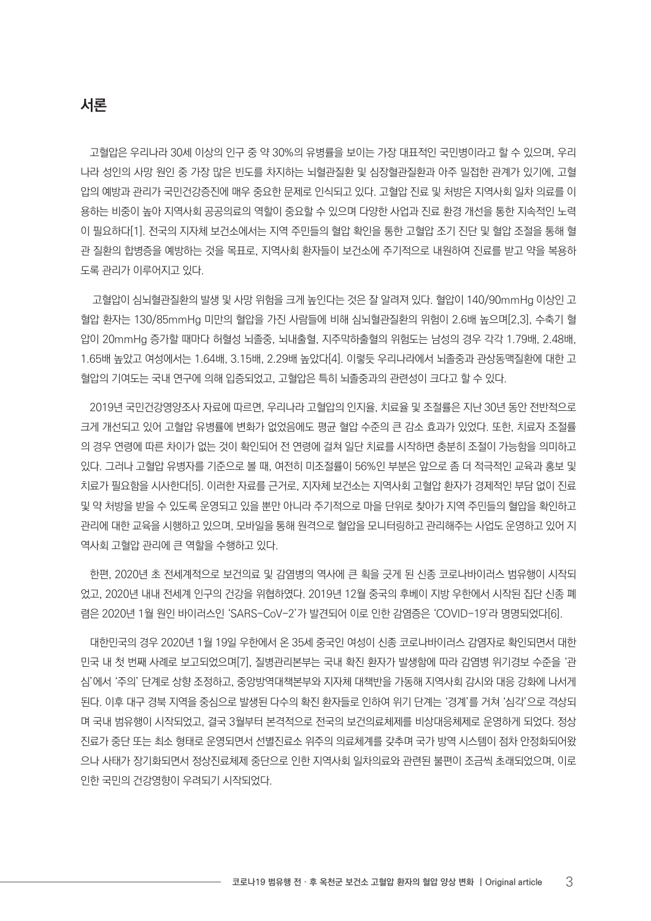## 서론

고혈압은 우리나라 30세 이상의 인구 중 약 30%의 유병률을 보이는 가장 대표적인 국민병이라고 할 수 있으며, 우리나라 성인의 사망 원인 중 가장 많은 빈도를 차지하는 뇌혈관질환 및 심장혈관질환과 아주 밀접한 관계가 있기에, 고혈압의 예방과 관리가 국민건강증진에 매우 중요한 문제로 인식되고 있다. 고혈압 진료 및 처방은 지역사회 일차 의료를 이용하는 비중이 높아 지역사회 공공의료의 역할이 중요할 수 있으며 다양한 사업과 진료 환경 개선을 통한 지속적인 노력이 필요하다[1]. 전국의 지자체 보건소에서는 지역 주민들의 혈압 확인을 통한 고혈압 조기 진단 및 혈압 조절을 통해 혈관 질환의 합병증을 예방하는 것을 목표로, 지역사회 환자들이 보건소에 주기적으로 내원하여 진료를 받고 약을 복용하도록 관리가 이루어지고 있다.

고혈압이 심뇌혈관질환의 발생 및 사망 위험을 크게 높인다는 것은 잘 알려져 있다. 혈압이 140/90mmHg 이상인 고혈압 환자는 130/85mmHg 미만의 혈압을 가진 사람들에 비해 심뇌혈관질환의 위험이 2.6배 높으며[2,3], 수축기 혈압이 20mmHg 증가할 때마다 허혈성 뇌졸중, 뇌내출혈, 지주막하출혈의 위험도는 남성의 경우 각각 1.79배, 2.48배, 1.65배 높았고 여성에서는 1.64배, 3.15배, 2.29배 높았다[4]. 이렇듯 우리나라에서 뇌졸중과 관상동맥질환에 대한 고혈압의 기여도는 국내 연구에 의해 입증되었고, 고혈압은 특히 뇌졸중과의 관련성이 크다고 할 수 있다.

2019년 국민건강영양조사 자료에 따르면, 우리나라 고혈압의 인지율, 치료율 및 조절률은 지난 30년 동안 전반적으로 크게 개선되고 있어 고혈압 유병률에 변화가 없었음에도 평균 혈압 수준의 큰 감소 효과가 있었다. 또한, 치료자 조절률의 경우 연령에 따른 차이가 없는 것이 확인되어 전 연령에 걸쳐 일단 치료를 시작하면 충분히 조절이 가능함을 의미하고 있다. 그러나 고혈압 유병자를 기준으로 볼 때, 여전히 미조절률이 56%인 부분은 앞으로 좀 더 적극적인 교육과 홍보 및 치료가 필요함을 시사한다[5]. 이러한 자료를 근거로, 지자체 보건소는 지역사회 고혈압 환자가 경제적인 부담 없이 진료 및 약 처방을 받을 수 있도록 운영되고 있을 뿐만 아니라 주기적으로 마을 단위로 찾아가 지역 주민들의 혈압을 확인하고 관리에 대한 교육을 시행하고 있으며, 모바일을 통해 원격으로 혈압을 모니터링하고 관리해주는 사업도 운영하고 있어 지역사회 고혈압 관리에 큰 역할을 수행하고 있다.

한편, 2020년 초 전세계적으로 보건의료 및 감염병의 역사에 큰 획을 긋게 된 신종 코로나바이러스 범유행이 시작되었고, 2020년 내내 전세계 인구의 건강을 위협하였다. 2019년 12월 중국의 후베이 지방 우한에서 시작된 집단 신종 폐렴은 2020년 1월 원인 바이러스인 'SARS-CoV-2'가 발견되어 이로 인한 감염증은 'COVID-19'라 명명되었다[6].

대한민국의 경우 2020년 1월 19일 우한에서 온 35세 중국인 여성이 신종 코로나바이러스 감염자로 확인되면서 대한민국 내 첫 번째 사례로 보고되었으며[7], 질병관리본부는 국내 확진 환자가 발생함에 따라 감염병 위기경보 수준을 '관심'에서 '주의' 단계로 상향 조정하고, 중앙방역대책본부와 지자체 대책반을 가동해 지역사회 감시와 대응 강화에 나서게 된다. 이후 대구 경북 지역을 중심으로 발생된 다수의 확진 환자들로 인하여 위기 단계는 '경계'를 거쳐 '심각'으로 격상되며 국내 범유행이 시작되었고, 결국 3월부터 본격적으로 전국의 보건의료체제를 비상대응체제로 운영하게 되었다. 정상진료가 중단 또는 최소 형태로 운영되면서 선별진료소 위주의 의료체계를 갖추며 국가 방역 시스템이 점차 안정화되어왔으나 사태가 장기화되면서 정상진료체제 중단으로 인한 지역사회 일차의료와 관련된 불편이 조금씩 초래되었으며, 이로 인한 국민의 건강영향이 우려되기 시작되었다.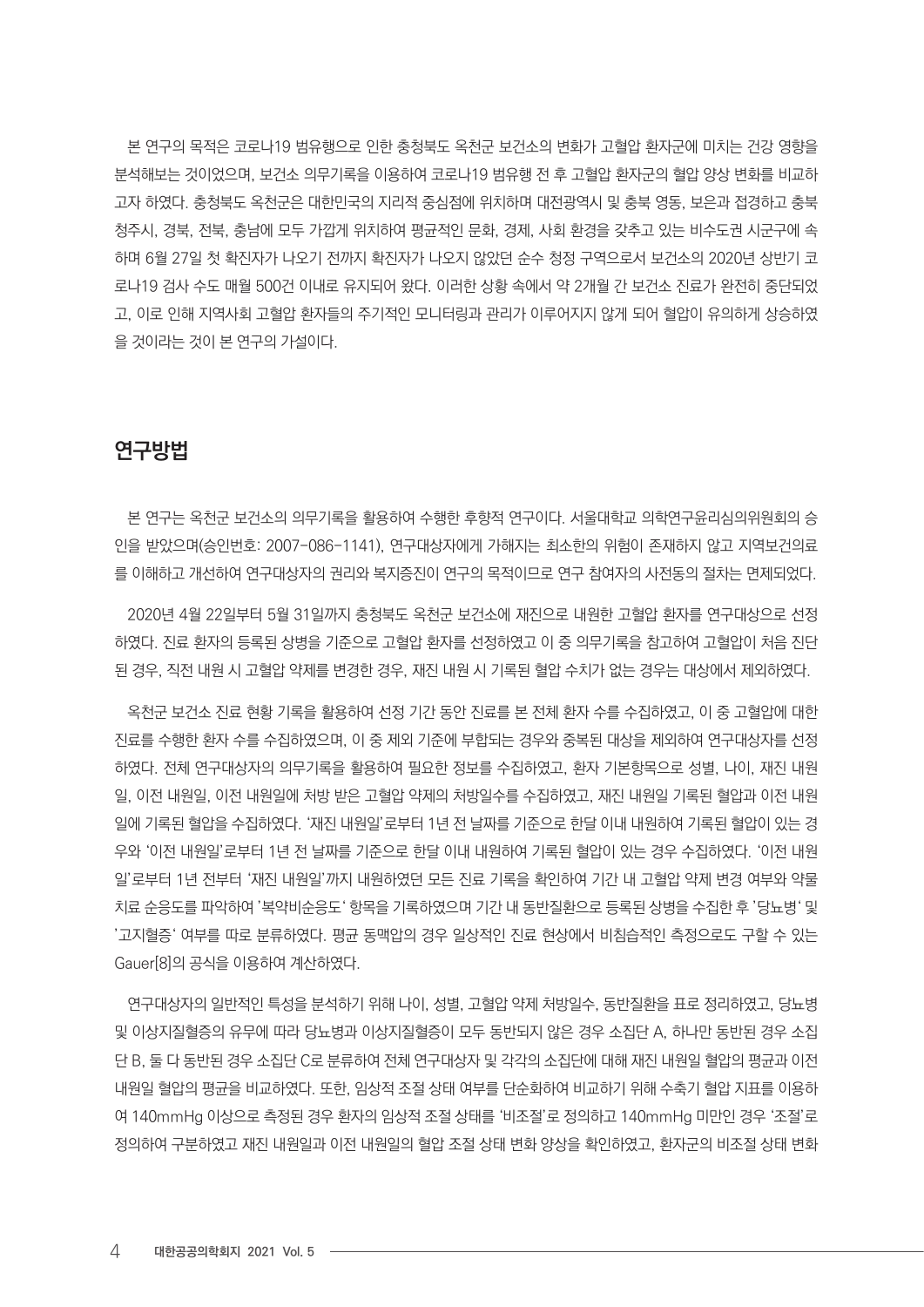본 연구의 목적은 코로나19 범유행으로 인한 충청북도 옥천군 보건소의 변화가 고혈압 환자군에 미치는 건강 영향을 분석해보는 것이었으며, 보건소 의무기록을 이용하여 코로나19 범유행 전 후 고혈압 환자군의 혈압 양상 변화를 비교하고자 하였다. 충청북도 옥천군은 대한민국의 지리적 중심점에 위치하며 대전광역시 및 충북 영동, 보은과 접경하고 충북 청주시, 경북, 전북, 충남에 모두 가깝게 위치하여 평균적인 문화, 경제, 사회 환경을 갖추고 있는 비수도권 시군구에 속하며 6월 27일 첫 확진자가 나오기 전까지 확진자가 나오지 않았던 순수 청정 구역으로서 보건소의 2020년 상반기 코로나19 검사 수도 매월 500건 이내로 유지되어 왔다. 이러한 상황 속에서 약 2개월 간 보건소 진료가 완전히 중단되었고, 이로 인해 지역사회 고혈압 환자들의 주기적인 모니터링과 관리가 이루어지지 않게 되어 혈압이 유의하게 상승하였을 것이라는 것이 본 연구의 가설이다.

## 연구방법

본 연구는 옥천군 보건소의 의무기록을 활용하여 수행한 후향적 연구이다. 서울대학교 의학연구윤리심의위원회의 승인을 받았으며(승인번호: 2007-086-1141), 연구대상자에게 가해지는 최소한의 위험이 존재하지 않고 지역보건의료를 이해하고 개선하여 연구대상자의 권리와 복지증진이 연구의 목적이므로 연구 참여자의 사전동의 절차는 면제되었다.

2020년 4월 22일부터 5월 31일까지 충청북도 옥천군 보건소에 재진으로 내원한 고혈압 환자를 연구대상으로 선정하였다. 진료 환자의 등록된 상병을 기준으로 고혈압 환자를 선정하였고 이 중 의무기록을 참고하여 고혈압이 처음 진단된 경우, 직전 내원 시 고혈압 약제를 변경한 경우, 재진 내원 시 기록된 혈압 수치가 없는 경우는 대상에서 제외하였다.

옥천군 보건소 진료 현황 기록을 활용하여 선정 기간 동안 진료를 본 전체 환자 수를 수집하였고, 이 중 고혈압에 대한 진료를 수행한 환자 수를 수집하였으며, 이 중 제외 기준에 부합되는 경우와 중복된 대상을 제외하여 연구대상자를 선정하였다. 전체 연구대상자의 의무기록을 활용하여 필요한 정보를 수집하였고, 환자 기본항목으로 성별, 나이, 재진 내원일, 이전 내원일, 이전 내원일에 처방 받은 고혈압 약제의 처방일수를 수집하였고, 재진 내원일 기록된 혈압과 이전 내원일에 기록된 혈압을 수집하였다. '재진 내원일'로부터 1년 전 날짜를 기준으로 한달 이내 내원하여 기록된 혈압이 있는 경우와 '이전 내원일'로부터 1년 전 날짜를 기준으로 한달 이내 내원하여 기록된 혈압이 있는 경우 수집하였다. '이전 내원일'로부터 1년 전부터 '재진 내원일'까지 내원하였던 모든 진료 기록을 확인하여 기간 내 고혈압 약제 변경 여부와 약물치료 순응도를 파악하여 '복약비순응도' 항목을 기록하였으며 기간 내 동반질환으로 등록된 상병을 수집한 후 '당뇨병' 및 '고지혈증' 여부를 따로 분류하였다. 평균 동맥압의 경우 일상적인 진료 현상에서 비침습적인 측정으로도 구할 수 있는 Gauer[8]의 공식을 이용하여 계산하였다.

연구대상자의 일반적인 특성을 분석하기 위해 나이, 성별, 고혈압 약제 처방일수, 동반질환을 표로 정리하였고, 당뇨병 및 이상지질혈증의 유무에 따라 당뇨병과 이상지질혈증이 모두 동반되지 않은 경우 소집단 A, 하나만 동반된 경우 소집단 B, 둘 다 동반된 경우 소집단 C로 분류하여 전체 연구대상자 및 각각의 소집단에 대해 재진 내원일 혈압의 평균과 이전 내원일 혈압의 평균을 비교하였다. 또한, 임상적 조절 상태 여부를 단순화하여 비교하기 위해 수축기 혈압 지표를 이용하여 140mmHg 이상으로 측정된 경우 환자의 임상적 조절 상태를 '비조절'로 정의하고 140mmHg 미만인 경우 '조절'로 정의하여 구분하였고 재진 내원일과 이전 내원일의 혈압 조절 상태 변화 양상을 확인하였고, 환자군의 비조절 상태 변화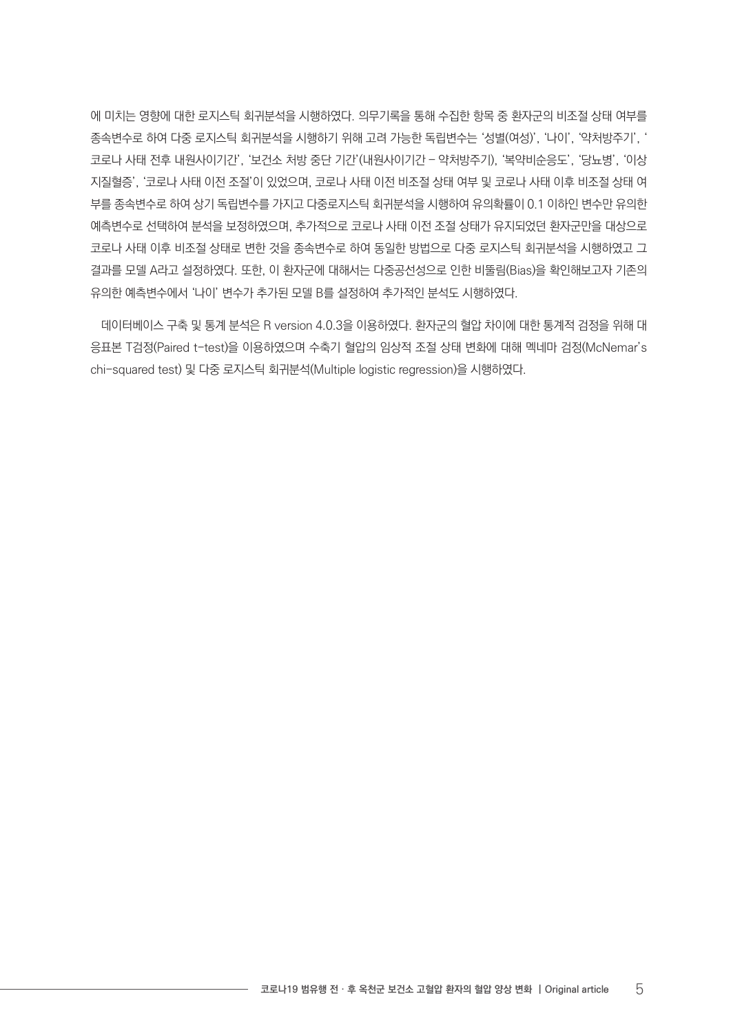에 미치는 영향에 대한 로지스틱 회귀분석을 시행하였다. 의무기록을 통해 수집한 항목 중 환자군의 비조절 상태 여부를 종속변수로 하여 다중 로지스틱 회귀분석을 시행하기 위해 고려 가능한 독립변수는 '성별(여성)', '나이', '약처방주기', '코로나 사태 전후 내원사이기간', '보건소 처방 중단 기간'(내원사이기간 – 약처방주기), '복약비순응도', '당뇨병', '이상지질혈증', '코로나 사태 이전 조절'이 있었으며, 코로나 사태 이전 비조절 상태 여부 및 코로나 사태 이후 비조절 상태 여부를 종속변수로 하여 상기 독립변수를 가지고 다중로지스틱 회귀분석을 시행하여 유의확률이 0.1 이하인 변수만 유의한 예측변수로 선택하여 분석을 보정하였으며, 추가적으로 코로나 사태 이전 조절 상태가 유지되었던 환자군만을 대상으로 코로나 사태 이후 비조절 상태로 변한 것을 종속변수로 하여 동일한 방법으로 다중 로지스틱 회귀분석을 시행하였고 그 결과를 모델 A라고 설정하였다. 또한, 이 환자군에 대해서는 다중공선성으로 인한 비뚤림(Bias)을 확인해보고자 기존의 유의한 예측변수에서 '나이' 변수가 추가된 모델 B를 설정하여 추가적인 분석도 시행하였다.

데이터베이스 구축 및 통계 분석은 R version 4.0.3을 이용하였다. 환자군의 혈압 차이에 대한 통계적 검정을 위해 대응표본 T검정(Paired t-test)을 이용하였으며 수축기 혈압의 임상적 조절 상태 변화에 대해 멕네마 검정(McNemar's chi-squared test) 및 다중 로지스틱 회귀분석(Multiple logistic regression)을 시행하였다.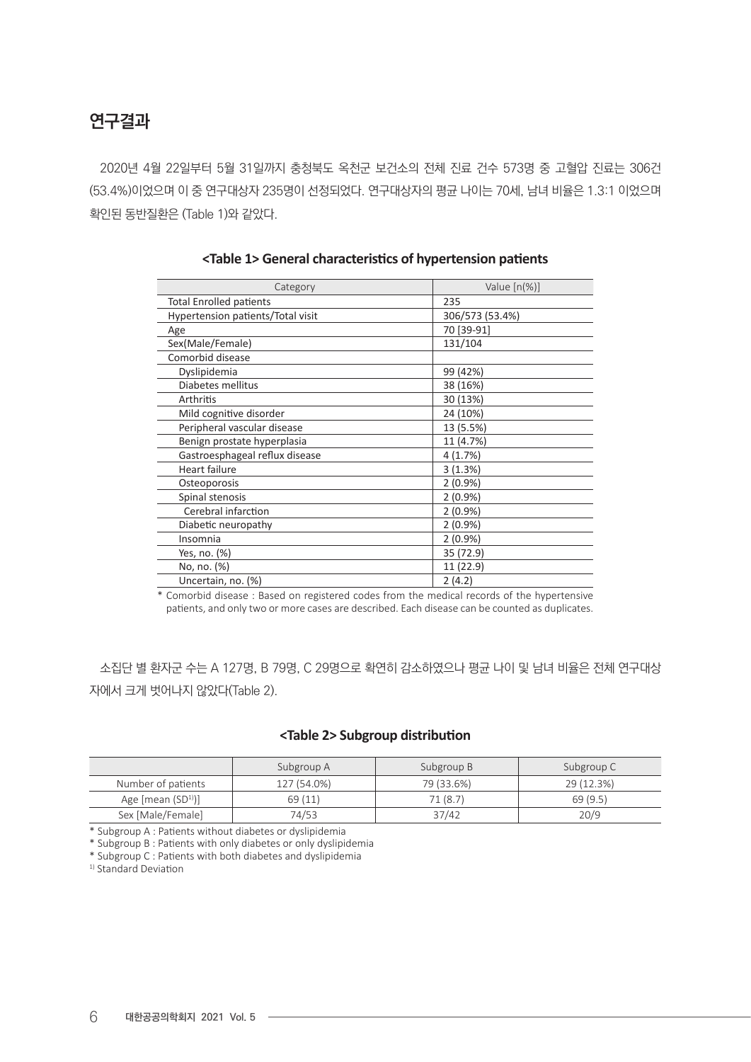## 연구결과

2020년 4월 22일부터 5월 31일까지 충청북도 옥천군 보건소의 전체 진료 건수 573명 중 고혈압 진료는 306건(53.4%)이었으며 이 중 연구대상자 235명이 선정되었다. 연구대상자의 평균 나이는 70세, 남녀 비율은 1.3:1 이었으며 확인된 동반질환은 (Table 1)와 같았다.

**<Table 1> General characteristics of hypertension patients**

| Category | Value [n(%)] |
|---|---|
| Total Enrolled patients | 235 |
| Hypertension patients/Total visit | 306/573 (53.4%) |
| Age | 70 [39-91] |
| Sex(Male/Female) | 131/104 |
| Comorbid disease | |
| Dyslipidemia | 99 (42%) |
| Diabetes mellitus | 38 (16%) |
| Arthritis | 30 (13%) |
| Mild cognitive disorder | 24 (10%) |
| Peripheral vascular disease | 13 (5.5%) |
| Benign prostate hyperplasia | 11 (4.7%) |
| Gastroesphageal reflux disease | 4 (1.7%) |
| Heart failure | 3 (1.3%) |
| Osteoporosis | 2 (0.9%) |
| Spinal stenosis | 2 (0.9%) |
| Cerebral infarction | 2 (0.9%) |
| Diabetic neuropathy | 2 (0.9%) |
| Insomnia | 2 (0.9%) |
| Yes, no. (%) | 35 (72.9) |
| No, no. (%) | 11 (22.9) |
| Uncertain, no. (%) | 2 (4.2) |

* Comorbid disease : Based on registered codes from the medical records of the hypertensive patients, and only two or more cases are described. Each disease can be counted as duplicates.

소집단 별 환자군 수는 A 127명, B 79명, C 29명으로 확연히 감소하였으나 평균 나이 및 남녀 비율은 전체 연구대상자에서 크게 벗어나지 않았다(Table 2).

**<Table 2> Subgroup distribution**

| | Subgroup A | Subgroup B | Subgroup C |
|---|---|---|---|
| Number of patients | 127 (54.0%) | 79 (33.6%) | 29 (12.3%) |
| Age [mean (SD[1])] | 69 (11) | 71 (8.7) | 69 (9.5) |
| Sex [Male/Female] | 74/53 | 37/42 | 20/9 |

* Subgroup A : Patients without diabetes or dyslipidemia
* Subgroup B : Patients with only diabetes or only dyslipidemia
* Subgroup C : Patients with both diabetes and dyslipidemia
[1] Standard Deviation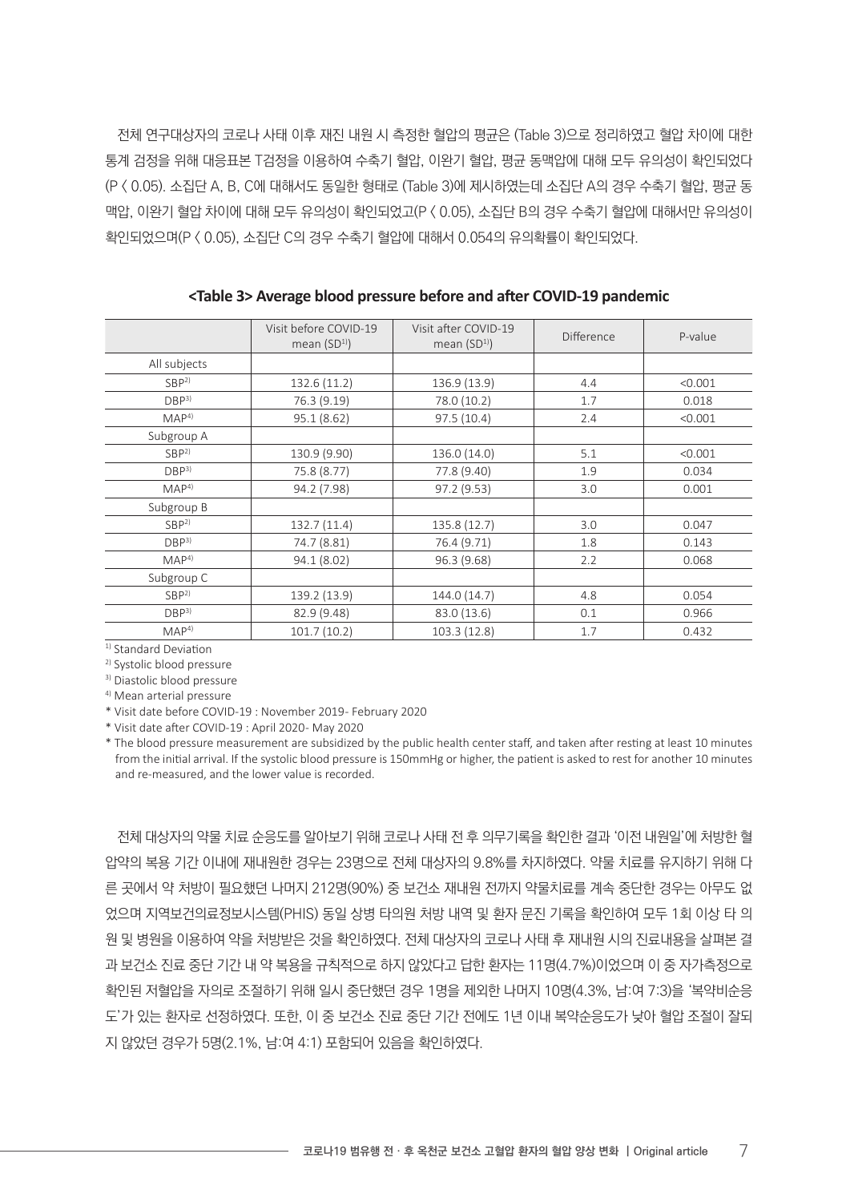전체 연구대상자의 코로나 사태 이후 재진 내원 시 측정한 혈압의 평균은 (Table 3)으로 정리하였고 혈압 차이에 대한 통계 검정을 위해 대응표본 T검정을 이용하여 수축기 혈압, 이완기 혈압, 평균 동맥압에 대해 모두 유의성이 확인되었다 ($P < 0.05$). 소집단 A, B, C에 대해서도 동일한 형태로 (Table 3)에 제시하였는데 소집단 A의 경우 수축기 혈압, 평균 동맥압, 이완기 혈압 차이에 대해 모두 유의성이 확인되었고($P < 0.05$), 소집단 B의 경우 수축기 혈압에 대해서만 유의성이 확인되었으며($P < 0.05$), 소집단 C의 경우 수축기 혈압에 대해서 0.054의 유의확률이 확인되었다.

**<Table 3> Average blood pressure before and after COVID-19 pandemic**

| | Visit before COVID-19 mean (SD[1]) | Visit after COVID-19 mean (SD[1]) | Difference | P-value |
|---|---|---|---|---|
| All subjects | | | | |
| SBP[2] | 132.6 (11.2) | 136.9 (13.9) | 4.4 | <0.001 |
| DBP[3] | 76.3 (9.19) | 78.0 (10.2) | 1.7 | 0.018 |
| MAP[4] | 95.1 (8.62) | 97.5 (10.4) | 2.4 | <0.001 |
| Subgroup A | | | | |
| SBP[2] | 130.9 (9.90) | 136.0 (14.0) | 5.1 | <0.001 |
| DBP[3] | 75.8 (8.77) | 77.8 (9.40) | 1.9 | 0.034 |
| MAP[4] | 94.2 (7.98) | 97.2 (9.53) | 3.0 | 0.001 |
| Subgroup B | | | | |
| SBP[2] | 132.7 (11.4) | 135.8 (12.7) | 3.0 | 0.047 |
| DBP[3] | 74.7 (8.81) | 76.4 (9.71) | 1.8 | 0.143 |
| MAP[4] | 94.1 (8.02) | 96.3 (9.68) | 2.2 | 0.068 |
| Subgroup C | | | | |
| SBP[2] | 139.2 (13.9) | 144.0 (14.7) | 4.8 | 0.054 |
| DBP[3] | 82.9 (9.48) | 83.0 (13.6) | 0.1 | 0.966 |
| MAP[4] | 101.7 (10.2) | 103.3 (12.8) | 1.7 | 0.432 |

[1] Standard Deviation
[2] Systolic blood pressure
[3] Diastolic blood pressure
[4] Mean arterial pressure
* Visit date before COVID-19 : November 2019- February 2020
* Visit date after COVID-19 : April 2020- May 2020
* The blood pressure measurement are subsidized by the public health center staff, and taken after resting at least 10 minutes from the initial arrival. If the systolic blood pressure is 150mmHg or higher, the patient is asked to rest for another 10 minutes and re-measured, and the lower value is recorded.

전체 대상자의 약물 치료 순응도를 알아보기 위해 코로나 사태 전 후 의무기록을 확인한 결과 '이전 내원일'에 처방한 혈압약의 복용 기간 이내에 재내원한 경우는 23명으로 전체 대상자의 9.8%를 차지하였다. 약물 치료를 유지하기 위해 다른 곳에서 약 처방이 필요했던 나머지 212명(90%) 중 보건소 재내원 전까지 약물치료를 계속 중단한 경우는 아무도 없었으며 지역보건의료정보시스템(PHIS) 동일 상병 타의원 처방 내역 및 환자 문진 기록을 확인하여 모두 1회 이상 타 의원 및 병원을 이용하여 약을 처방받은 것을 확인하였다. 전체 대상자의 코로나 사태 후 재내원 시의 진료내용을 살펴본 결과 보건소 진료 중단 기간 내 약 복용을 규칙적으로 하지 않았다고 답한 환자는 11명(4.7%)이었으며 이 중 자가측정으로 확인된 저혈압을 자의로 조절하기 위해 일시 중단했던 경우 1명을 제외한 나머지 10명(4.3%, 남:여 7:3)을 '복약비순응도'가 있는 환자로 선정하였다. 또한, 이 중 보건소 진료 중단 기간 전에도 1년 이내 복약순응도가 낮아 혈압 조절이 잘되지 않았던 경우가 5명(2.1%, 남:여 4:1) 포함되어 있음을 확인하였다.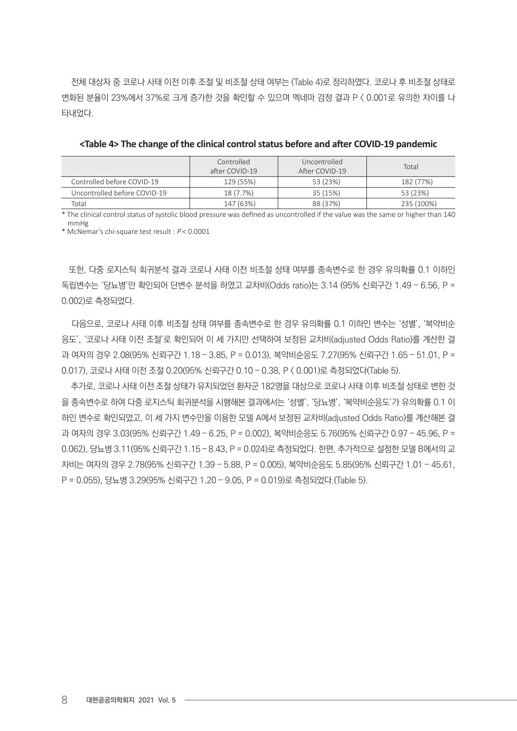전체 대상자 중 코로나 사태 이전 이후 조절 및 비조절 상태 여부는 (Table 4)로 정리하였다. 코로나 후 비조절 상태로 변화된 분율이 23%에서 37%로 크게 증가한 것을 확인할 수 있으며 멕네마 검정 결과 P 〈 0.001로 유의한 차이를 나타내었다.

**<Table 4> The change of the clinical control status before and after COVID-19 pandemic**

| | Controlled after COVID-19 | Uncontrolled After COVID-19 | Total |
|---|---|---|---|
| Controlled before COVID-19 | 129 (55%) | 53 (23%) | 182 (77%) |
| Uncontrolled before COVID-19 | 18 (7.7%) | 35 (15%) | 53 (23%) |
| Total | 147 (63%) | 88 (37%) | 235 (100%) |

* The clinical control status of systolic blood pressure was defined as uncontrolled if the value was the same or higher than 140 mmHg

* McNemar's chi-square test result : $P < 0.0001$

또한, 다중 로지스틱 회귀분석 결과 코로나 사태 이전 비조절 상태 여부를 종속변수로 한 경우 유의확률 0.1 이하인 독립변수는 '당뇨병'만 확인되어 단변수 분석을 하였고 교차비(Odds ratio)는 3.14 (95% 신뢰구간 1.49 – 6.56, P = 0.002)로 측정되었다.

다음으로, 코로나 사태 이후 비조절 상태 여부를 종속변수로 한 경우 유의확률 0.1 이하인 변수는 '성별', '복약비순응도', '코로나 사태 이전 조절'로 확인되어 이 세 가지만 선택하여 보정된 교차비(adjusted Odds Ratio)를 계산한 결과 여자의 경우 2.08(95% 신뢰구간 1.18 – 3.85, P = 0.013), 복약비순응도 7.27(95% 신뢰구간 1.65 – 51.01, P = 0.017), 코로나 사태 이전 조절 0.20(95% 신뢰구간 0.10 – 0.38, P 〈 0.001)로 측정되었다(Table 5).

추가로, 코로나 사태 이전 조절 상태가 유지되었던 환자군 182명을 대상으로 코로나 사태 이후 비조절 상태로 변한 것을 종속변수로 하여 다중 로지스틱 회귀분석을 시행해본 결과에서는 '성별', '당뇨병', '복약비순응도'가 유의확률 0.1 이하인 변수로 확인되었고, 이 세 가지 변수만을 이용한 모델 A에서 보정된 교차비(adjusted Odds Ratio)를 계산해본 결과 여자의 경우 3.03(95% 신뢰구간 1.49 – 6.25, P = 0.002), 복약비순응도 5.76(95% 신뢰구간 0.97 – 45.96, P = 0.062), 당뇨병 3.11(95% 신뢰구간 1.15 – 8.43, P = 0.024)로 측정되었다. 한편, 추가적으로 설정한 모델 B에서의 교차비는 여자의 경우 2.78(95% 신뢰구간 1.39 – 5.88, P = 0.005), 복약비순응도 5.85(95% 신뢰구간 1.01 – 45.61, P = 0.055), 당뇨병 3.29(95% 신뢰구간 1.20 – 9.05, P = 0.019)로 측정되었다.(Table 5).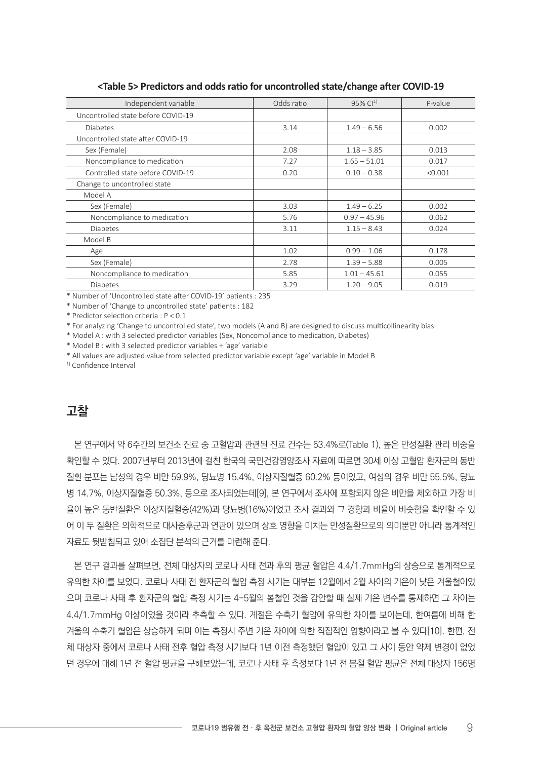**<Table 5> Predictors and odds ratio for uncontrolled state/change after COVID-19**

| Independent variable | Odds ratio | 95% CI[1] | P-value |
|---|---|---|---|
| Uncontrolled state before COVID-19 | | | |
| Diabetes | 3.14 | 1.49 – 6.56 | 0.002 |
| Uncontrolled state after COVID-19 | | | |
| Sex (Female) | 2.08 | 1.18 – 3.85 | 0.013 |
| Noncompliance to medication | 7.27 | 1.65 – 51.01 | 0.017 |
| Controlled state before COVID-19 | 0.20 | 0.10 – 0.38 | <0.001 |
| Change to uncontrolled state | | | |
| Model A | | | |
| Sex (Female) | 3.03 | 1.49 – 6.25 | 0.002 |
| Noncompliance to medication | 5.76 | 0.97 – 45.96 | 0.062 |
| Diabetes | 3.11 | 1.15 – 8.43 | 0.024 |
| Model B | | | |
| Age | 1.02 | 0.99 – 1.06 | 0.178 |
| Sex (Female) | 2.78 | 1.39 – 5.88 | 0.005 |
| Noncompliance to medication | 5.85 | 1.01 – 45.61 | 0.055 |
| Diabetes | 3.29 | 1.20 – 9.05 | 0.019 |

* Number of 'Uncontrolled state after COVID-19' patients : 235
* Number of 'Change to uncontrolled state' patients : 182
* Predictor selection criteria : P < 0.1
* For analyzing 'Change to uncontrolled state', two models (A and B) are designed to discuss multicollinearity bias
* Model A : with 3 selected predictor variables (Sex, Noncompliance to medication, Diabetes)
* Model B : with 3 selected predictor variables + 'age' variable
* All values are adjusted value from selected predictor variable except 'age' variable in Model B

[1] Confidence Interval

## 고찰

본 연구에서 약 6주간의 보건소 진료 중 고혈압과 관련된 진료 건수는 53.4%로(Table 1), 높은 만성질환 관리 비중을 확인할 수 있다. 2007년부터 2013년에 걸친 한국의 국민건강영양조사 자료에 따르면 30세 이상 고혈압 환자군의 동반 질환 분포는 남성의 경우 비만 59.9%, 당뇨병 15.4%, 이상지질혈증 60.2% 등이었고, 여성의 경우 비만 55.5%, 당뇨병 14.7%, 이상지질혈증 50.3%, 등으로 조사되었는데[9], 본 연구에서 조사에 포함되지 않은 비만을 제외하고 가장 비율이 높은 동반질환은 이상지질혈증(42%)과 당뇨병(16%)이었고 조사 결과와 그 경향과 비율이 비슷함을 확인할 수 있어 이 두 질환은 의학적으로 대사증후군과 연관이 있으며 상호 영향을 미치는 만성질환으로의 의미뿐만 아니라 통계적인 자료도 뒷받침되고 있어 소집단 분석의 근거를 마련해 준다.

본 연구 결과를 살펴보면, 전체 대상자의 코로나 사태 전과 후의 평균 혈압은 4.4/1.7mmHg의 상승으로 통계적으로 유의한 차이를 보였다. 코로나 사태 전 환자군의 혈압 측정 시기는 대부분 12월에서 2월 사이의 기온이 낮은 겨울철이었으며 코로나 사태 후 환자군의 혈압 측정 시기는 4-5월의 봄철인 것을 감안할 때 실제 기온 변수를 통제하면 그 차이는 4.4/1.7mmHg 이상이었을 것이라 추측할 수 있다. 계절은 수축기 혈압에 유의한 차이를 보이는데, 한여름에 비해 한겨울의 수축기 혈압은 상승하게 되며 이는 측정시 주변 기온 차이에 의한 직접적인 영향이라고 볼 수 있다[10]. 한편, 전체 대상자 중에서 코로나 사태 전후 혈압 측정 시기보다 1년 이전 측정했던 혈압이 있고 그 사이 동안 약제 변경이 없었던 경우에 대해 1년 전 혈압 평균을 구해보았는데, 코로나 사태 후 측정보다 1년 전 봄철 혈압 평균은 전체 대상자 156명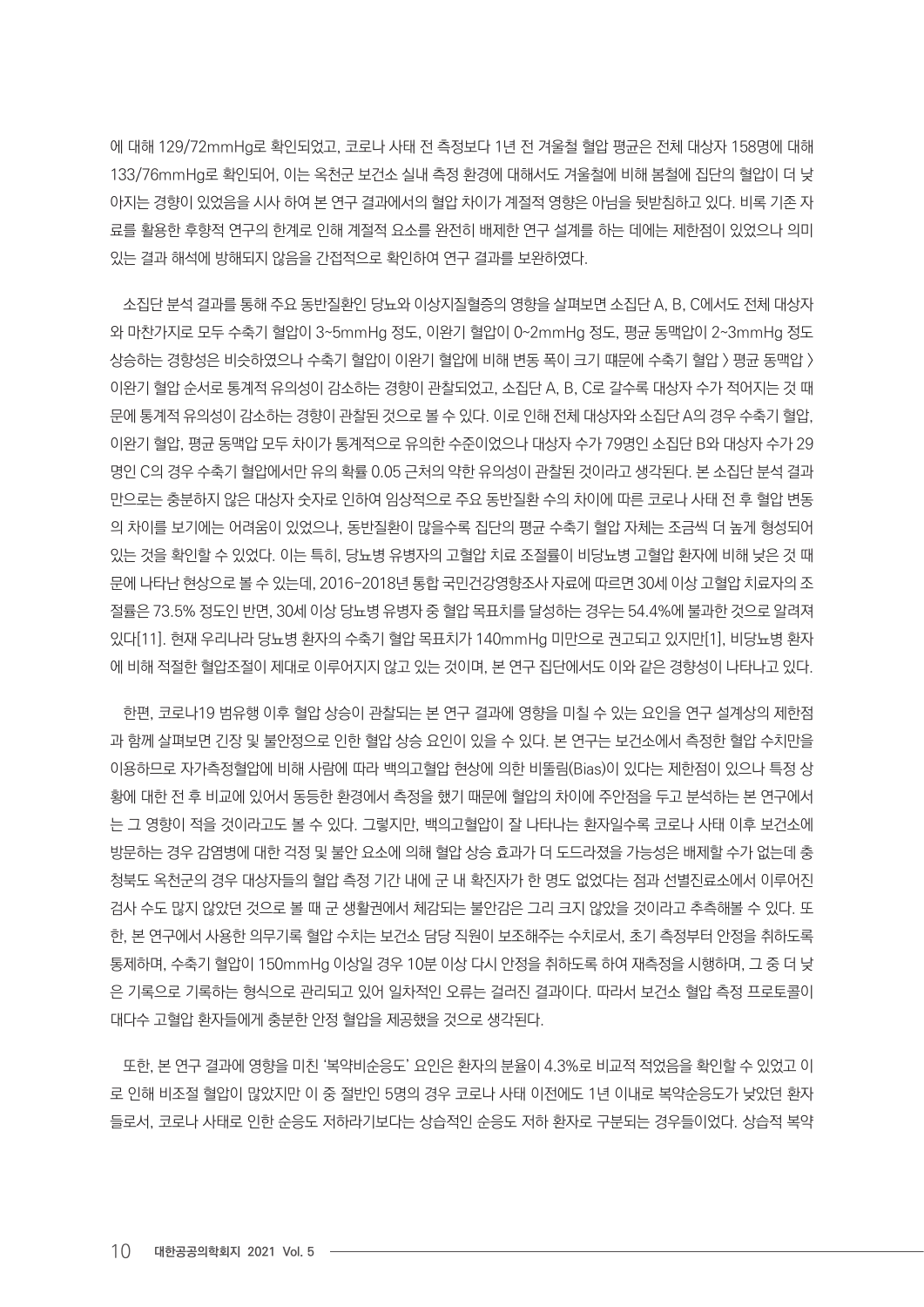에 대해 129/72mmHg로 확인되었고, 코로나 사태 전 측정보다 1년 전 겨울철 혈압 평균은 전체 대상자 158명에 대해 133/76mmHg로 확인되어, 이는 옥천군 보건소 실내 측정 환경에 대해서도 겨울철에 비해 봄철에 집단의 혈압이 더 낮아지는 경향이 있었음을 시사 하여 본 연구 결과에서의 혈압 차이가 계절적 영향은 아님을 뒷받침하고 있다. 비록 기존 자료를 활용한 후향적 연구의 한계로 인해 계절적 요소를 완전히 배제한 연구 설계를 하는 데에는 제한점이 있었으나 의미 있는 결과 해석에 방해되지 않음을 간접적으로 확인하여 연구 결과를 보완하였다.

소집단 분석 결과를 통해 주요 동반질환인 당뇨와 이상지질혈증의 영향을 살펴보면 소집단 A, B, C에서도 전체 대상자와 마찬가지로 모두 수축기 혈압이 3~5mmHg 정도, 이완기 혈압이 0~2mmHg 정도, 평균 동맥압이 2~3mmHg 정도 상승하는 경향성은 비슷하였으나 수축기 혈압이 이완기 혈압에 비해 변동 폭이 크기 때문에 수축기 혈압 〉 평균 동맥압 〉 이완기 혈압 순서로 통계적 유의성이 감소하는 경향이 관찰되었고, 소집단 A, B, C로 갈수록 대상자 수가 적어지는 것 때문에 통계적 유의성이 감소하는 경향이 관찰된 것으로 볼 수 있다. 이로 인해 전체 대상자와 소집단 A의 경우 수축기 혈압, 이완기 혈압, 평균 동맥압 모두 차이가 통계적으로 유의한 수준이었으나 대상자 수가 79명인 소집단 B와 대상자 수가 29명인 C의 경우 수축기 혈압에서만 유의 확률 0.05 근처의 약한 유의성이 관찰된 것이라고 생각된다. 본 소집단 분석 결과만으로는 충분하지 않은 대상자 숫자로 인하여 임상적으로 주요 동반질환 수의 차이에 따른 코로나 사태 전 후 혈압 변동의 차이를 보기에는 어려움이 있었으나, 동반질환이 많을수록 집단의 평균 수축기 혈압 자체는 조금씩 더 높게 형성되어 있는 것을 확인할 수 있었다. 이는 특히, 당뇨병 유병자의 고혈압 치료 조절률이 비당뇨병 고혈압 환자에 비해 낮은 것 때문에 나타난 현상으로 볼 수 있는데, 2016-2018년 통합 국민건강영양조사 자료에 따르면 30세 이상 고혈압 치료자의 조절률은 73.5% 정도인 반면, 30세 이상 당뇨병 유병자 중 혈압 목표치를 달성하는 경우는 54.4%에 불과한 것으로 알려져 있다[11]. 현재 우리나라 당뇨병 환자의 수축기 혈압 목표치가 140mmHg 미만으로 권고되고 있지만[1], 비당뇨병 환자에 비해 적절한 혈압조절이 제대로 이루어지지 않고 있는 것이며, 본 연구 집단에서도 이와 같은 경향성이 나타나고 있다.

한편, 코로나19 범유행 이후 혈압 상승이 관찰되는 본 연구 결과에 영향을 미칠 수 있는 요인을 연구 설계상의 제한점과 함께 살펴보면 긴장 및 불안정으로 인한 혈압 상승 요인이 있을 수 있다. 본 연구는 보건소에서 측정한 혈압 수치만을 이용하므로 자가측정혈압에 비해 사람에 따라 백의고혈압 현상에 의한 비뚤림(Bias)이 있다는 제한점이 있으나 특정 상황에 대한 전 후 비교에 있어서 동등한 환경에서 측정을 했기 때문에 혈압의 차이에 주안점을 두고 분석하는 본 연구에서는 그 영향이 적을 것이라고도 볼 수 있다. 그렇지만, 백의고혈압이 잘 나타나는 환자일수록 코로나 사태 이후 보건소에 방문하는 경우 감염병에 대한 걱정 및 불안 요소에 의해 혈압 상승 효과가 더 도드라졌을 가능성은 배제할 수가 없는데 충청북도 옥천군의 경우 대상자들의 혈압 측정 기간 내에 군 내 확진자가 한 명도 없었다는 점과 선별진료소에서 이루어진 검사 수도 많지 않았던 것으로 볼 때 군 생활권에서 체감되는 불안감은 그리 크지 않았을 것이라고 추측해볼 수 있다. 또한, 본 연구에서 사용한 의무기록 혈압 수치는 보건소 담당 직원이 보조해주는 수치로서, 초기 측정부터 안정을 취하도록 통제하며, 수축기 혈압이 150mmHg 이상일 경우 10분 이상 다시 안정을 취하도록 하여 재측정을 시행하며, 그 중 더 낮은 기록으로 기록하는 형식으로 관리되고 있어 일차적인 오류는 걸러진 결과이다. 따라서 보건소 혈압 측정 프로토콜이 대다수 고혈압 환자들에게 충분한 안정 혈압을 제공했을 것으로 생각된다.

또한, 본 연구 결과에 영향을 미친 '복약비순응도' 요인은 환자의 분율이 4.3%로 비교적 적었음을 확인할 수 있었고 이로 인해 비조절 혈압이 많았지만 이 중 절반인 5명의 경우 코로나 사태 이전에도 1년 이내로 복약순응도가 낮았던 환자들로서, 코로나 사태로 인한 순응도 저하라기보다는 상습적인 순응도 저하 환자로 구분되는 경우들이었다. 상습적 복약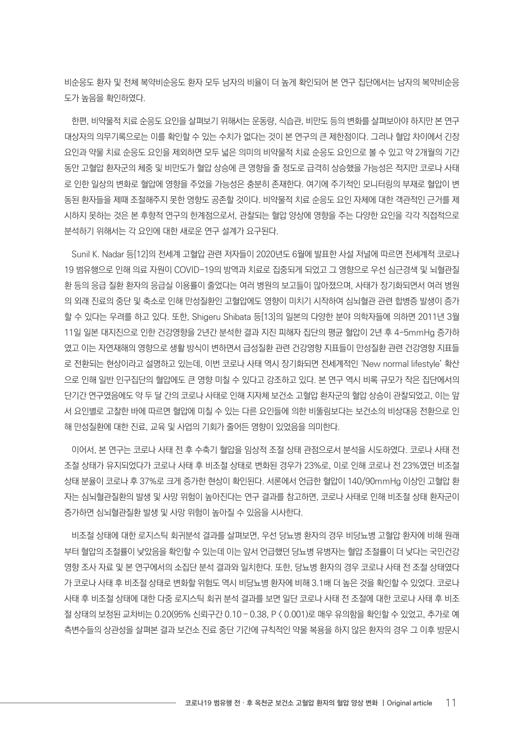비순응도 환자 및 전체 복약비순응도 환자 모두 남자의 비율이 더 높게 확인되어 본 연구 집단에서는 남자의 복약비순응도가 높음을 확인하였다.

한편, 비약물적 치료 순응도 요인을 살펴보기 위해서는 운동량, 식습관, 비만도 등의 변화를 살펴보아야 하지만 본 연구 대상자의 의무기록으로는 이를 확인할 수 있는 수치가 없다는 것이 본 연구의 큰 제한점이다. 그러나 혈압 차이에서 긴장 요인과 약물 치료 순응도 요인을 제외하면 모두 넓은 의미의 비약물적 치료 순응도 요인으로 볼 수 있고 약 2개월의 기간 동안 고혈압 환자군의 체중 및 비만도가 혈압 상승에 큰 영향을 줄 정도로 급격히 상승했을 가능성은 적지만 코로나 사태로 인한 일상의 변화로 혈압에 영향을 주었을 가능성은 충분히 존재한다. 여기에 주기적인 모니터링의 부재로 혈압이 변동된 환자들을 제때 조절해주지 못한 영향도 공존할 것이다. 비약물적 치료 순응도 요인 자체에 대한 객관적인 근거를 제시하지 못하는 것은 본 후향적 연구의 한계점으로서, 관찰되는 혈압 양상에 영향을 주는 다양한 요인을 각각 직접적으로 분석하기 위해서는 각 요인에 대한 새로운 연구 설계가 요구된다.

Sunil K. Nadar 등[12]의 전세계 고혈압 관련 저자들이 2020년도 6월에 발표한 사설 저널에 따르면 전세계적 코로나 19 범유행으로 인해 의료 자원이 COVID-19의 방역과 치료로 집중되게 되었고 그 영향으로 우선 심근경색 및 뇌혈관질환 등의 응급 질환 환자의 응급실 이용률이 줄었다는 여러 병원의 보고들이 많아졌으며, 사태가 장기화되면서 여러 병원의 외래 진료의 중단 및 축소로 인해 만성질환인 고혈압에도 영향이 미치기 시작하여 심뇌혈관 관련 합병증 발생이 증가할 수 있다는 우려를 하고 있다. 또한, Shigeru Shibata 등[13]의 일본의 다양한 분야 의학자들에 의하면 2011년 3월 11일 일본 대지진으로 인한 건강영향을 2년간 분석한 결과 지진 피해자 집단의 평균 혈압이 2년 후 4-5mmHg 증가하였고 이는 자연재해의 영향으로 생활 방식이 변하면서 급성질환 관련 건강영향 지표들이 만성질환 관련 건강영향 지표들로 전환되는 현상이라고 설명하고 있는데, 이번 코로나 사태 역시 장기화되면 전세계적인 'New normal lifestyle' 확산으로 인해 일반 인구집단의 혈압에도 큰 영향 미칠 수 있다고 강조하고 있다. 본 연구 역시 비록 규모가 작은 집단에서의 단기간 연구였음에도 약 두 달 간의 코로나 사태로 인해 지자체 보건소 고혈압 환자군의 혈압 상승이 관찰되었고, 이는 앞서 요인별로 고찰한 바에 따르면 혈압에 미칠 수 있는 다른 요인들에 의한 비뚤림보다는 보건소의 비상대응 전환으로 인해 만성질환에 대한 진료, 교육 및 사업의 기회가 줄어든 영향이 있었음을 의미한다.

이어서, 본 연구는 코로나 사태 전 후 수축기 혈압을 임상적 조절 상태 관점으로서 분석을 시도하였다. 코로나 사태 전 조절 상태가 유지되었다가 코로나 사태 후 비조절 상태로 변화된 경우가 23%로, 이로 인해 코로나 전 23%였던 비조절 상태 분율이 코로나 후 37%로 크게 증가한 현상이 확인된다. 서론에서 언급한 혈압이 140/90mmHg 이상인 고혈압 환자는 심뇌혈관질환의 발생 및 사망 위험이 높아진다는 연구 결과를 참고하면, 코로나 사태로 인해 비조절 상태 환자군이 증가하면 심뇌혈관질환 발생 및 사망 위험이 높아질 수 있음을 시사한다.

비조절 상태에 대한 로지스틱 회귀분석 결과를 살펴보면, 우선 당뇨병 환자의 경우 비당뇨병 고혈압 환자에 비해 원래부터 혈압의 조절률이 낮았음을 확인할 수 있는데 이는 앞서 언급했던 당뇨병 유병자는 혈압 조절률이 더 낮다는 국민건강영향 조사 자료 및 본 연구에서의 소집단 분석 결과와 일치한다. 또한, 당뇨병 환자의 경우 코로나 사태 전 조절 상태였다가 코로나 사태 후 비조절 상태로 변화할 위험도 역시 비당뇨병 환자에 비해 3.1배 더 높은 것을 확인할 수 있었다. 코로나 사태 후 비조절 상태에 대한 다중 로지스틱 회귀 분석 결과를 보면 일단 코로나 사태 전 조절에 대한 코로나 사태 후 비조절 상태의 보정된 교차비는 0.20(95% 신뢰구간 0.10 – 0.38, $P < 0.001$)로 매우 유의함을 확인할 수 있었고, 추가로 예측변수들의 상관성을 살펴본 결과 보건소 진료 중단 기간에 규칙적인 약물 복용을 하지 않은 환자의 경우 그 이후 방문시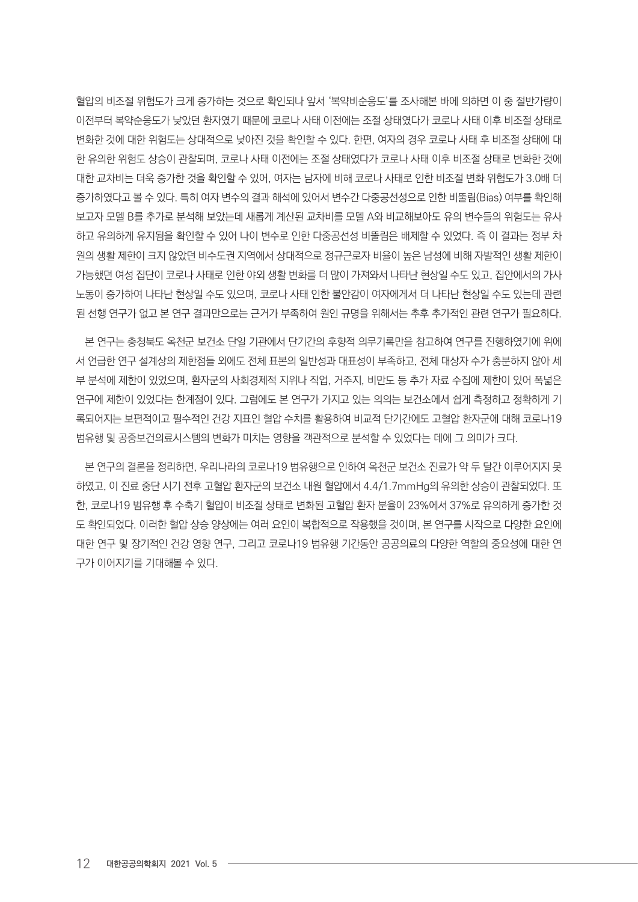혈압의 비조절 위험도가 크게 증가하는 것으로 확인되나 앞서 '복약비순응도'를 조사해본 바에 의하면 이 중 절반가량이 이전부터 복약순응도가 낮았던 환자였기 때문에 코로나 사태 이전에는 조절 상태였다가 코로나 사태 이후 비조절 상태로 변화한 것에 대한 위험도는 상대적으로 낮아진 것을 확인할 수 있다. 한편, 여자의 경우 코로나 사태 후 비조절 상태에 대한 유의한 위험도 상승이 관찰되며, 코로나 사태 이전에는 조절 상태였다가 코로나 사태 이후 비조절 상태로 변화한 것에 대한 교차비는 더욱 증가한 것을 확인할 수 있어, 여자는 남자에 비해 코로나 사태로 인한 비조절 변화 위험도가 3.0배 더 증가하였다고 볼 수 있다. 특히 여자 변수의 결과 해석에 있어서 변수간 다중공선성으로 인한 비뚤림(Bias) 여부를 확인해 보고자 모델 B를 추가로 분석해 보았는데 새롭게 계산된 교차비를 모델 A와 비교해보아도 유의 변수들의 위험도는 유사하고 유의하게 유지됨을 확인할 수 있어 나이 변수로 인한 다중공선성 비뚤림은 배제할 수 있었다. 즉 이 결과는 정부 차원의 생활 제한이 크지 않았던 비수도권 지역에서 상대적으로 정규근로자 비율이 높은 남성에 비해 자발적인 생활 제한이 가능했던 여성 집단이 코로나 사태로 인한 야외 생활 변화를 더 많이 가져와서 나타난 현상일 수도 있고, 집안에서의 가사 노동이 증가하여 나타난 현상일 수도 있으며, 코로나 사태 인한 불안감이 여자에게서 더 나타난 현상일 수도 있는데 관련된 선행 연구가 없고 본 연구 결과만으로는 근거가 부족하여 원인 규명을 위해서는 추후 추가적인 관련 연구가 필요하다.

본 연구는 충청북도 옥천군 보건소 단일 기관에서 단기간의 후향적 의무기록만을 참고하여 연구를 진행하였기에 위에서 언급한 연구 설계상의 제한점들 외에도 전체 표본의 일반성과 대표성이 부족하고, 전체 대상자 수가 충분하지 않아 세부 분석에 제한이 있었으며, 환자군의 사회경제적 지위나 직업, 거주지, 비만도 등 추가 자료 수집에 제한이 있어 폭넓은 연구에 제한이 있었다는 한계점이 있다. 그럼에도 본 연구가 가지고 있는 의의는 보건소에서 쉽게 측정하고 정확하게 기록되어지는 보편적이고 필수적인 건강 지표인 혈압 수치를 활용하여 비교적 단기간에도 고혈압 환자군에 대해 코로나19 범유행 및 공중보건의료시스템의 변화가 미치는 영향을 객관적으로 분석할 수 있었다는 데에 그 의미가 크다.

본 연구의 결론을 정리하면, 우리나라의 코로나19 범유행으로 인하여 옥천군 보건소 진료가 약 두 달간 이루어지지 못하였고, 이 진료 중단 시기 전후 고혈압 환자군의 보건소 내원 혈압에서 4.4/1.7mmHg의 유의한 상승이 관찰되었다. 또한, 코로나19 범유행 후 수축기 혈압이 비조절 상태로 변화된 고혈압 환자 분율이 23%에서 37%로 유의하게 증가한 것도 확인되었다. 이러한 혈압 상승 양상에는 여러 요인이 복합적으로 작용했을 것이며, 본 연구를 시작으로 다양한 요인에 대한 연구 및 장기적인 건강 영향 연구, 그리고 코로나19 범유행 기간동안 공공의료의 다양한 역할의 중요성에 대한 연구가 이어지기를 기대해볼 수 있다.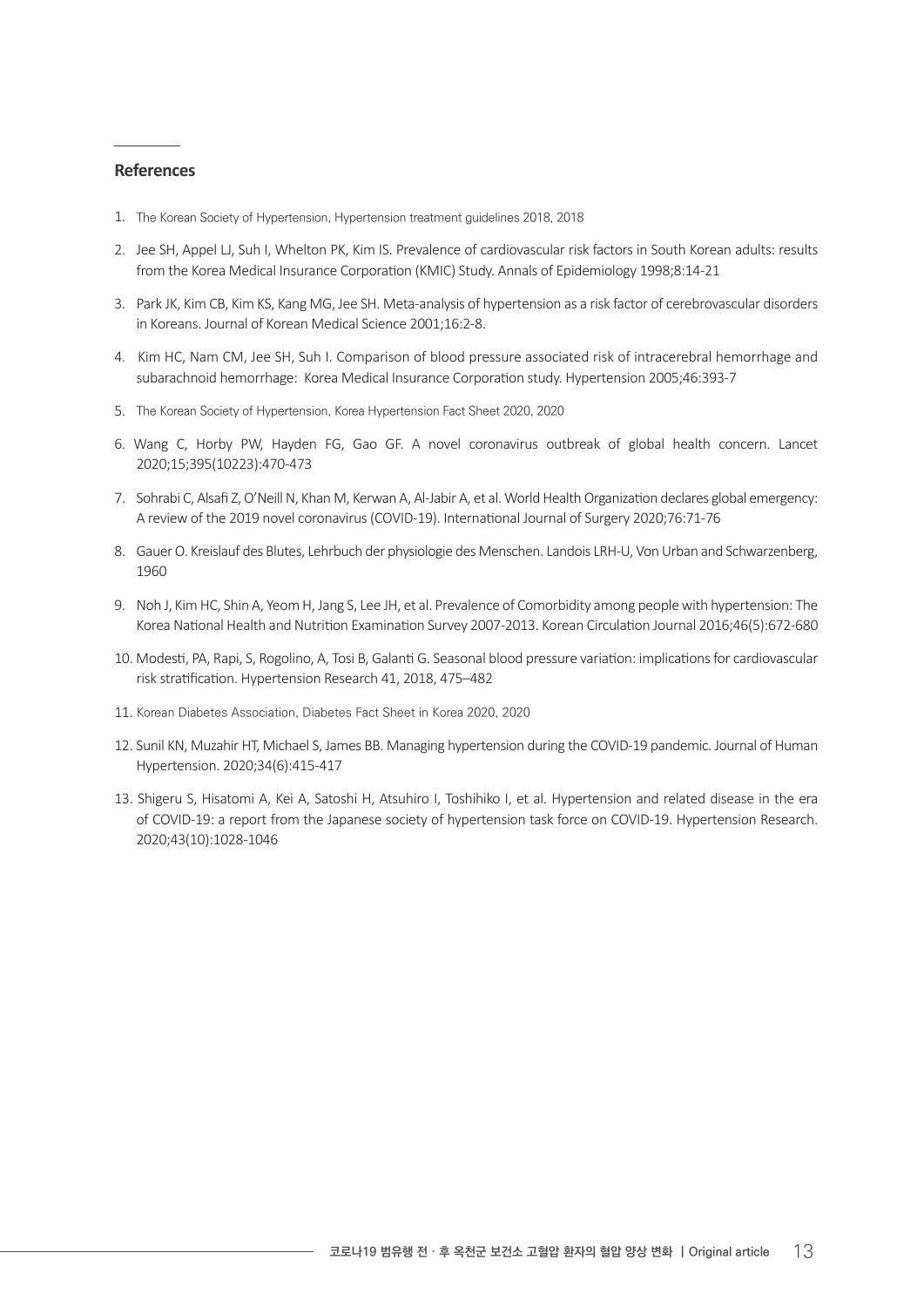## References

1. The Korean Society of Hypertension, Hypertension treatment guidelines 2018, 2018
2. Jee SH, Appel LJ, Suh I, Whelton PK, Kim IS. Prevalence of cardiovascular risk factors in South Korean adults: results from the Korea Medical Insurance Corporation (KMIC) Study. Annals of Epidemiology 1998;8:14-21
3. Park JK, Kim CB, Kim KS, Kang MG, Jee SH. Meta-analysis of hypertension as a risk factor of cerebrovascular disorders in Koreans. Journal of Korean Medical Science 2001;16:2-8.
4. Kim HC, Nam CM, Jee SH, Suh I. Comparison of blood pressure associated risk of intracerebral hemorrhage and subarachnoid hemorrhage: Korea Medical Insurance Corporation study. Hypertension 2005;46:393-7
5. The Korean Society of Hypertension, Korea Hypertension Fact Sheet 2020, 2020
6. Wang C, Horby PW, Hayden FG, Gao GF. A novel coronavirus outbreak of global health concern. Lancet 2020;15;395(10223):470-473
7. Sohrabi C, Alsafi Z, O'Neill N, Khan M, Kerwan A, Al-Jabir A, et al. World Health Organization declares global emergency: A review of the 2019 novel coronavirus (COVID-19). International Journal of Surgery 2020;76:71-76
8. Gauer O. Kreislauf des Blutes, Lehrbuch der physiologie des Menschen. Landois LRH-U, Von Urban and Schwarzenberg, 1960
9. Noh J, Kim HC, Shin A, Yeom H, Jang S, Lee JH, et al. Prevalence of Comorbidity among people with hypertension: The Korea National Health and Nutrition Examination Survey 2007-2013. Korean Circulation Journal 2016;46(5):672-680
10. Modesti, PA, Rapi, S, Rogolino, A, Tosi B, Galanti G. Seasonal blood pressure variation: implications for cardiovascular risk stratification. Hypertension Research 41, 2018, 475–482
11. Korean Diabetes Association, Diabetes Fact Sheet in Korea 2020, 2020
12. Sunil KN, Muzahir HT, Michael S, James BB. Managing hypertension during the COVID-19 pandemic. Journal of Human Hypertension. 2020;34(6):415-417
13. Shigeru S, Hisatomi A, Kei A, Satoshi H, Atsuhiro I, Toshihiko I, et al. Hypertension and related disease in the era of COVID-19: a report from the Japanese society of hypertension task force on COVID-19. Hypertension Research. 2020;43(10):1028-1046